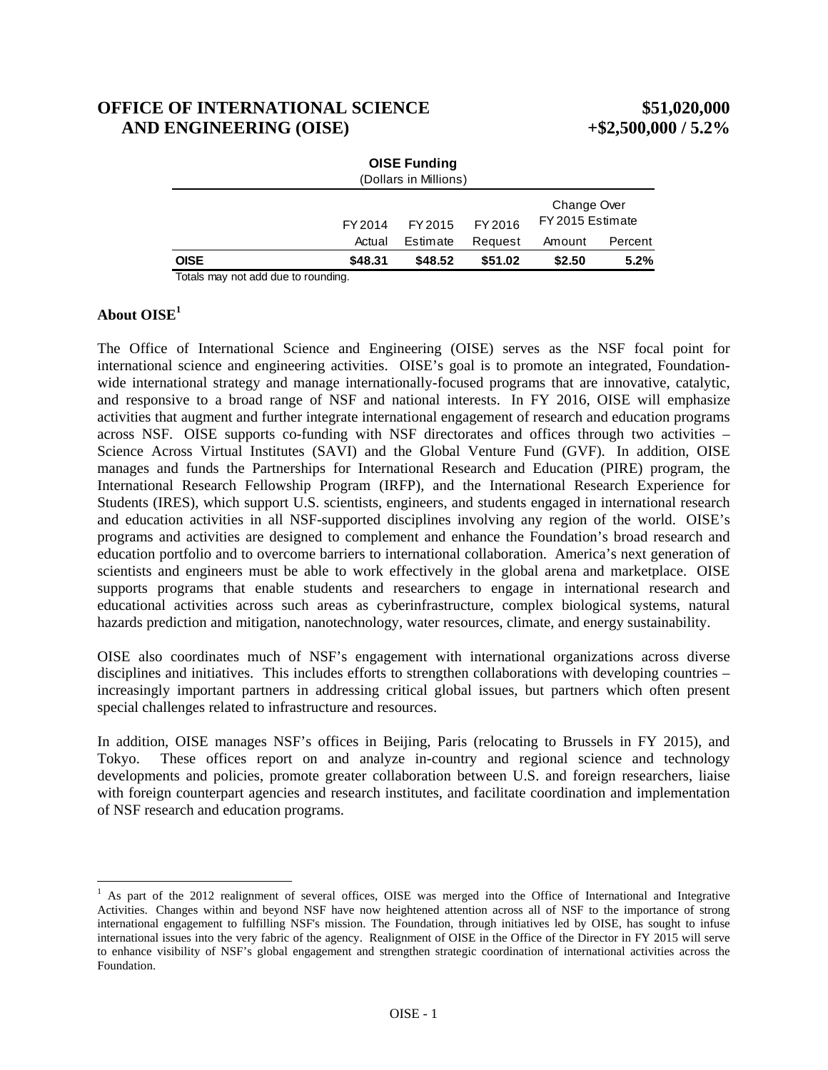# OFFICE OF INTERNATIONAL SCIENCE AND ENGINEERING (OISE) — $51,020,000 +$2,500,000 / 5.2%

**OISE Funding**
(Dollars in Millions)

| | FY 2014 Actual | FY 2015 Estimate | FY 2016 Request | Change Over FY 2015 Estimate Amount | Change Over FY 2015 Estimate Percent |
|---|---|---|---|---|---|
| **OISE** | **$48.31** | **$48.52** | **$51.02** | **$2.50** | **5.2%** |

Totals may not add due to rounding.

## About OISE[1]

The Office of International Science and Engineering (OISE) serves as the NSF focal point for international science and engineering activities. OISE's goal is to promote an integrated, Foundation-wide international strategy and manage internationally-focused programs that are innovative, catalytic, and responsive to a broad range of NSF and national interests. In FY 2016, OISE will emphasize activities that augment and further integrate international engagement of research and education programs across NSF. OISE supports co-funding with NSF directorates and offices through two activities – Science Across Virtual Institutes (SAVI) and the Global Venture Fund (GVF). In addition, OISE manages and funds the Partnerships for International Research and Education (PIRE) program, the International Research Fellowship Program (IRFP), and the International Research Experience for Students (IRES), which support U.S. scientists, engineers, and students engaged in international research and education activities in all NSF-supported disciplines involving any region of the world. OISE's programs and activities are designed to complement and enhance the Foundation's broad research and education portfolio and to overcome barriers to international collaboration. America's next generation of scientists and engineers must be able to work effectively in the global arena and marketplace. OISE supports programs that enable students and researchers to engage in international research and educational activities across such areas as cyberinfrastructure, complex biological systems, natural hazards prediction and mitigation, nanotechnology, water resources, climate, and energy sustainability.

OISE also coordinates much of NSF's engagement with international organizations across diverse disciplines and initiatives. This includes efforts to strengthen collaborations with developing countries – increasingly important partners in addressing critical global issues, but partners which often present special challenges related to infrastructure and resources.

In addition, OISE manages NSF's offices in Beijing, Paris (relocating to Brussels in FY 2015), and Tokyo. These offices report on and analyze in-country and regional science and technology developments and policies, promote greater collaboration between U.S. and foreign researchers, liaise with foreign counterpart agencies and research institutes, and facilitate coordination and implementation of NSF research and education programs.

[1] As part of the 2012 realignment of several offices, OISE was merged into the Office of International and Integrative Activities. Changes within and beyond NSF have now heightened attention across all of NSF to the importance of strong international engagement to fulfilling NSF's mission. The Foundation, through initiatives led by OISE, has sought to infuse international issues into the very fabric of the agency. Realignment of OISE in the Office of the Director in FY 2015 will serve to enhance visibility of NSF's global engagement and strengthen strategic coordination of international activities across the Foundation.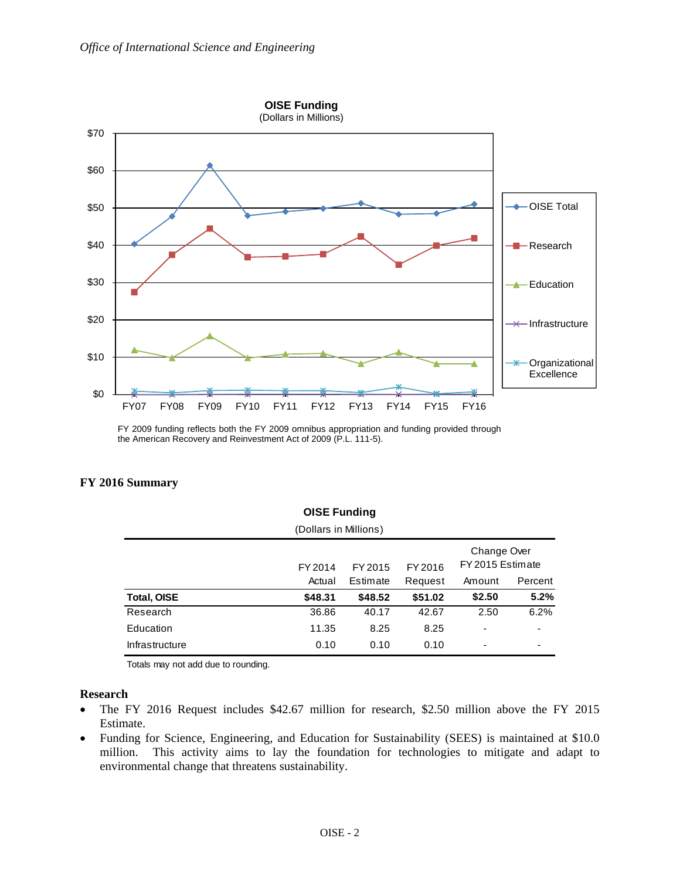**OISE Funding**
(Dollars in Millions)

FY 2009 funding reflects both the FY 2009 omnibus appropriation and funding provided through the American Recovery and Reinvestment Act of 2009 (P.L. 111-5).

## FY 2016 Summary

**OISE Funding**
(Dollars in Millions)

| | FY 2014 Actual | FY 2015 Estimate | FY 2016 Request | Change Over FY 2015 Estimate Amount | Percent |
|---|---|---|---|---|---|
| **Total, OISE** | **$48.31** | **$48.52** | **$51.02** | **$2.50** | **5.2%** |
| Research | 36.86 | 40.17 | 42.67 | 2.50 | 6.2% |
| Education | 11.35 | 8.25 | 8.25 | - | - |
| Infrastructure | 0.10 | 0.10 | 0.10 | - | - |

Totals may not add due to rounding.

**Research**

- The FY 2016 Request includes $42.67 million for research, $2.50 million above the FY 2015 Estimate.
- Funding for Science, Engineering, and Education for Sustainability (SEES) is maintained at $10.0 million. This activity aims to lay the foundation for technologies to mitigate and adapt to environmental change that threatens sustainability.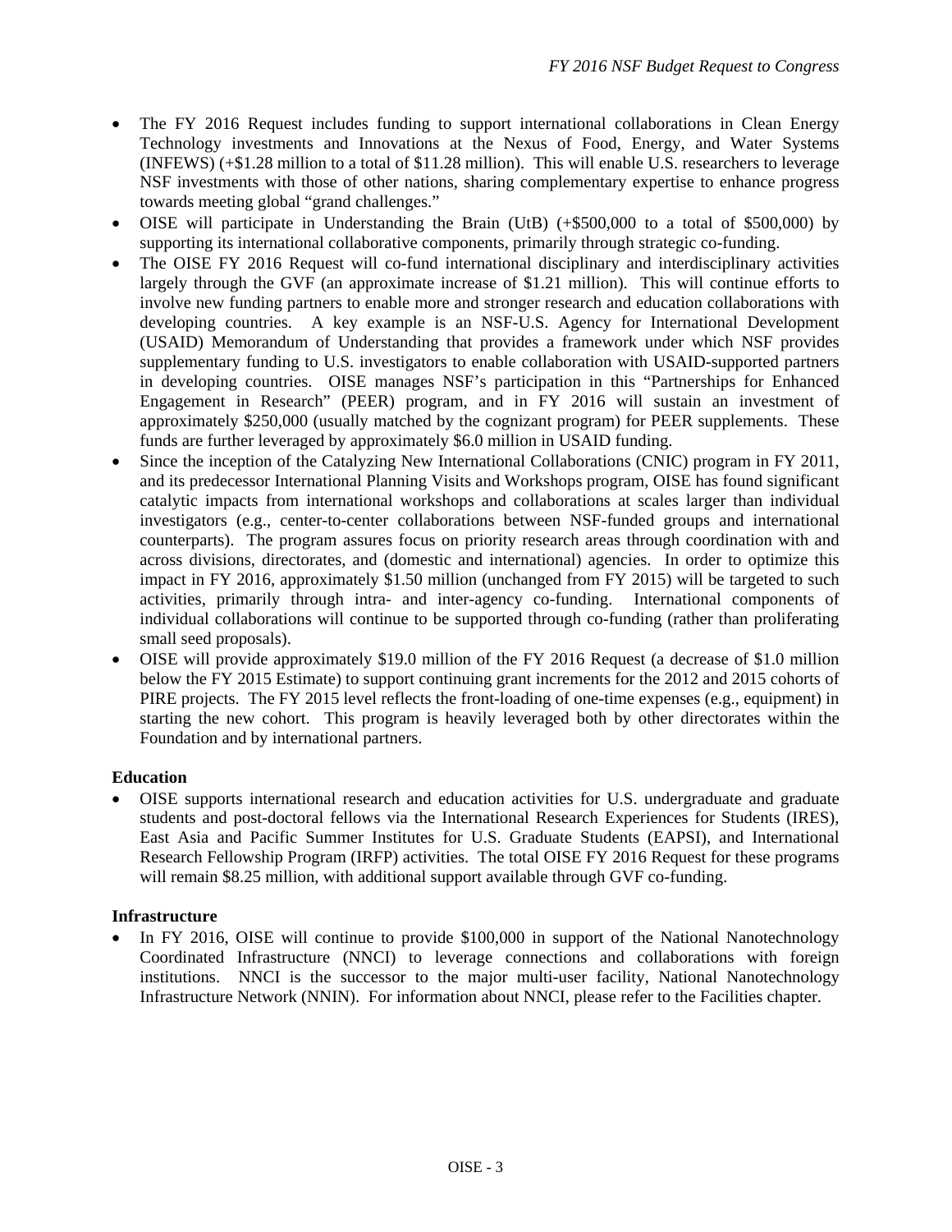- The FY 2016 Request includes funding to support international collaborations in Clean Energy Technology investments and Innovations at the Nexus of Food, Energy, and Water Systems (INFEWS) (+$1.28 million to a total of $11.28 million). This will enable U.S. researchers to leverage NSF investments with those of other nations, sharing complementary expertise to enhance progress towards meeting global "grand challenges."
- OISE will participate in Understanding the Brain (UtB) (+$500,000 to a total of $500,000) by supporting its international collaborative components, primarily through strategic co-funding.
- The OISE FY 2016 Request will co-fund international disciplinary and interdisciplinary activities largely through the GVF (an approximate increase of $1.21 million). This will continue efforts to involve new funding partners to enable more and stronger research and education collaborations with developing countries. A key example is an NSF-U.S. Agency for International Development (USAID) Memorandum of Understanding that provides a framework under which NSF provides supplementary funding to U.S. investigators to enable collaboration with USAID-supported partners in developing countries. OISE manages NSF's participation in this "Partnerships for Enhanced Engagement in Research" (PEER) program, and in FY 2016 will sustain an investment of approximately $250,000 (usually matched by the cognizant program) for PEER supplements. These funds are further leveraged by approximately $6.0 million in USAID funding.
- Since the inception of the Catalyzing New International Collaborations (CNIC) program in FY 2011, and its predecessor International Planning Visits and Workshops program, OISE has found significant catalytic impacts from international workshops and collaborations at scales larger than individual investigators (e.g., center-to-center collaborations between NSF-funded groups and international counterparts). The program assures focus on priority research areas through coordination with and across divisions, directorates, and (domestic and international) agencies. In order to optimize this impact in FY 2016, approximately $1.50 million (unchanged from FY 2015) will be targeted to such activities, primarily through intra- and inter-agency co-funding. International components of individual collaborations will continue to be supported through co-funding (rather than proliferating small seed proposals).
- OISE will provide approximately $19.0 million of the FY 2016 Request (a decrease of $1.0 million below the FY 2015 Estimate) to support continuing grant increments for the 2012 and 2015 cohorts of PIRE projects. The FY 2015 level reflects the front-loading of one-time expenses (e.g., equipment) in starting the new cohort. This program is heavily leveraged both by other directorates within the Foundation and by international partners.

**Education**

- OISE supports international research and education activities for U.S. undergraduate and graduate students and post-doctoral fellows via the International Research Experiences for Students (IRES), East Asia and Pacific Summer Institutes for U.S. Graduate Students (EAPSI), and International Research Fellowship Program (IRFP) activities. The total OISE FY 2016 Request for these programs will remain $8.25 million, with additional support available through GVF co-funding.

**Infrastructure**

- In FY 2016, OISE will continue to provide $100,000 in support of the National Nanotechnology Coordinated Infrastructure (NNCI) to leverage connections and collaborations with foreign institutions. NNCI is the successor to the major multi-user facility, National Nanotechnology Infrastructure Network (NNIN). For information about NNCI, please refer to the Facilities chapter.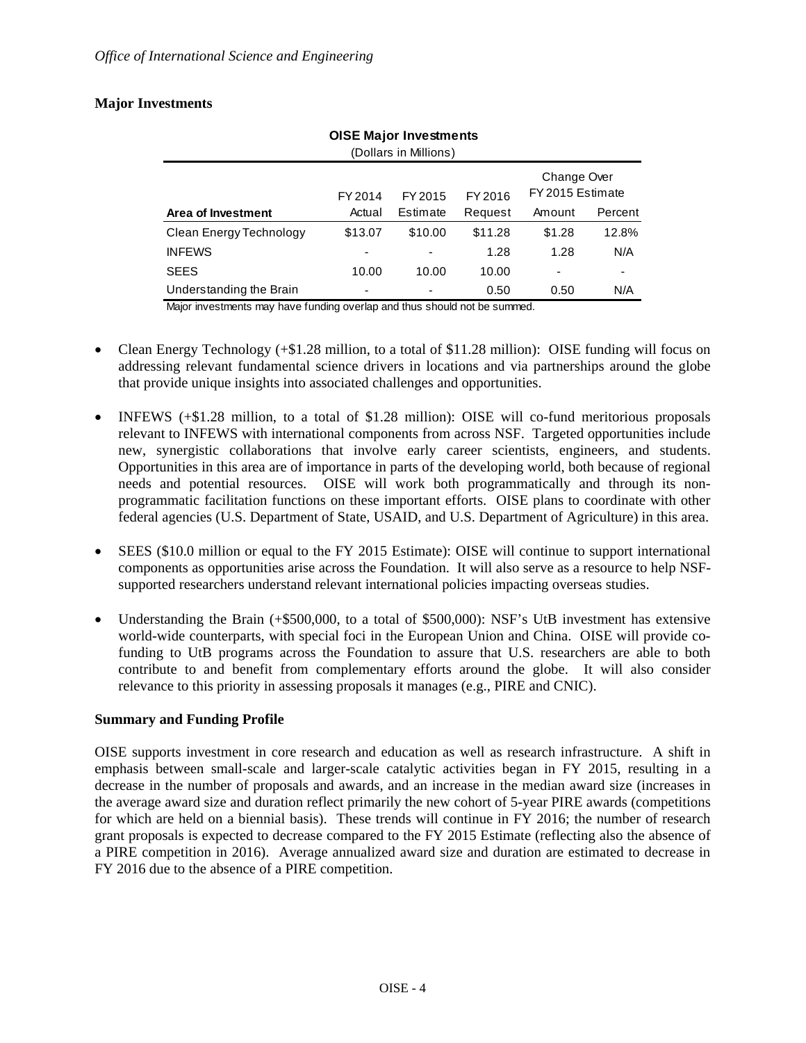## Major Investments

**OISE Major Investments**
(Dollars in Millions)

| Area of Investment | FY 2014 Actual | FY 2015 Estimate | FY 2016 Request | Change Over FY 2015 Estimate | |
|---|---|---|---|---|---|
| | | | | Amount | Percent |
| Clean Energy Technology | $13.07 | $10.00 | $11.28 | $1.28 | 12.8% |
| INFEWS | - | - | 1.28 | 1.28 | N/A |
| SEES | 10.00 | 10.00 | 10.00 | - | - |
| Understanding the Brain | - | - | 0.50 | 0.50 | N/A |

Major investments may have funding overlap and thus should not be summed.

- Clean Energy Technology (+$1.28 million, to a total of $11.28 million): OISE funding will focus on addressing relevant fundamental science drivers in locations and via partnerships around the globe that provide unique insights into associated challenges and opportunities.
- INFEWS (+$1.28 million, to a total of $1.28 million): OISE will co-fund meritorious proposals relevant to INFEWS with international components from across NSF. Targeted opportunities include new, synergistic collaborations that involve early career scientists, engineers, and students. Opportunities in this area are of importance in parts of the developing world, both because of regional needs and potential resources. OISE will work both programmatically and through its non-programmatic facilitation functions on these important efforts. OISE plans to coordinate with other federal agencies (U.S. Department of State, USAID, and U.S. Department of Agriculture) in this area.
- SEES ($10.0 million or equal to the FY 2015 Estimate): OISE will continue to support international components as opportunities arise across the Foundation. It will also serve as a resource to help NSF-supported researchers understand relevant international policies impacting overseas studies.
- Understanding the Brain (+$500,000, to a total of $500,000): NSF's UtB investment has extensive world-wide counterparts, with special foci in the European Union and China. OISE will provide co-funding to UtB programs across the Foundation to assure that U.S. researchers are able to both contribute to and benefit from complementary efforts around the globe. It will also consider relevance to this priority in assessing proposals it manages (e.g., PIRE and CNIC).

## Summary and Funding Profile

OISE supports investment in core research and education as well as research infrastructure. A shift in emphasis between small-scale and larger-scale catalytic activities began in FY 2015, resulting in a decrease in the number of proposals and awards, and an increase in the median award size (increases in the average award size and duration reflect primarily the new cohort of 5-year PIRE awards (competitions for which are held on a biennial basis). These trends will continue in FY 2016; the number of research grant proposals is expected to decrease compared to the FY 2015 Estimate (reflecting also the absence of a PIRE competition in 2016). Average annualized award size and duration are estimated to decrease in FY 2016 due to the absence of a PIRE competition.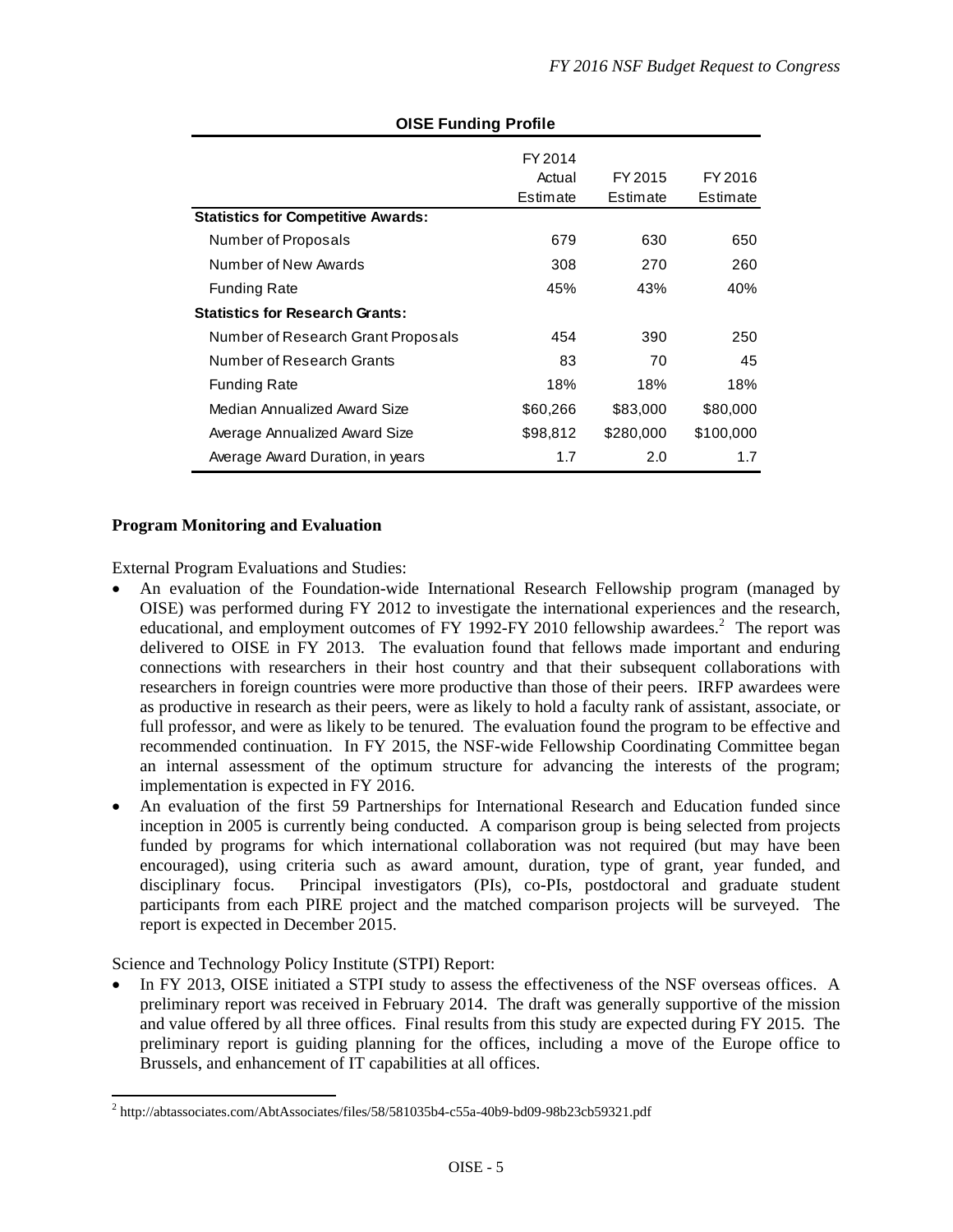**OISE Funding Profile**

| | FY 2014 Actual Estimate | FY 2015 Estimate | FY 2016 Estimate |
|---|---|---|---|
| **Statistics for Competitive Awards:** | | | |
| Number of Proposals | 679 | 630 | 650 |
| Number of New Awards | 308 | 270 | 260 |
| Funding Rate | 45% | 43% | 40% |
| **Statistics for Research Grants:** | | | |
| Number of Research Grant Proposals | 454 | 390 | 250 |
| Number of Research Grants | 83 | 70 | 45 |
| Funding Rate | 18% | 18% | 18% |
| Median Annualized Award Size | $60,266 | $83,000 | $80,000 |
| Average Annualized Award Size | $98,812 | $280,000 | $100,000 |
| Average Award Duration, in years | 1.7 | 2.0 | 1.7 |

**Program Monitoring and Evaluation**

External Program Evaluations and Studies:

- An evaluation of the Foundation-wide International Research Fellowship program (managed by OISE) was performed during FY 2012 to investigate the international experiences and the research, educational, and employment outcomes of FY 1992-FY 2010 fellowship awardees.[2] The report was delivered to OISE in FY 2013. The evaluation found that fellows made important and enduring connections with researchers in their host country and that their subsequent collaborations with researchers in foreign countries were more productive than those of their peers. IRFP awardees were as productive in research as their peers, were as likely to hold a faculty rank of assistant, associate, or full professor, and were as likely to be tenured. The evaluation found the program to be effective and recommended continuation. In FY 2015, the NSF-wide Fellowship Coordinating Committee began an internal assessment of the optimum structure for advancing the interests of the program; implementation is expected in FY 2016.
- An evaluation of the first 59 Partnerships for International Research and Education funded since inception in 2005 is currently being conducted. A comparison group is being selected from projects funded by programs for which international collaboration was not required (but may have been encouraged), using criteria such as award amount, duration, type of grant, year funded, and disciplinary focus. Principal investigators (PIs), co-PIs, postdoctoral and graduate student participants from each PIRE project and the matched comparison projects will be surveyed. The report is expected in December 2015.

Science and Technology Policy Institute (STPI) Report:

- In FY 2013, OISE initiated a STPI study to assess the effectiveness of the NSF overseas offices. A preliminary report was received in February 2014. The draft was generally supportive of the mission and value offered by all three offices. Final results from this study are expected during FY 2015. The preliminary report is guiding planning for the offices, including a move of the Europe office to Brussels, and enhancement of IT capabilities at all offices.

[2] http://abtassociates.com/AbtAssociates/files/58/581035b4-c55a-40b9-bd09-98b23cb59321.pdf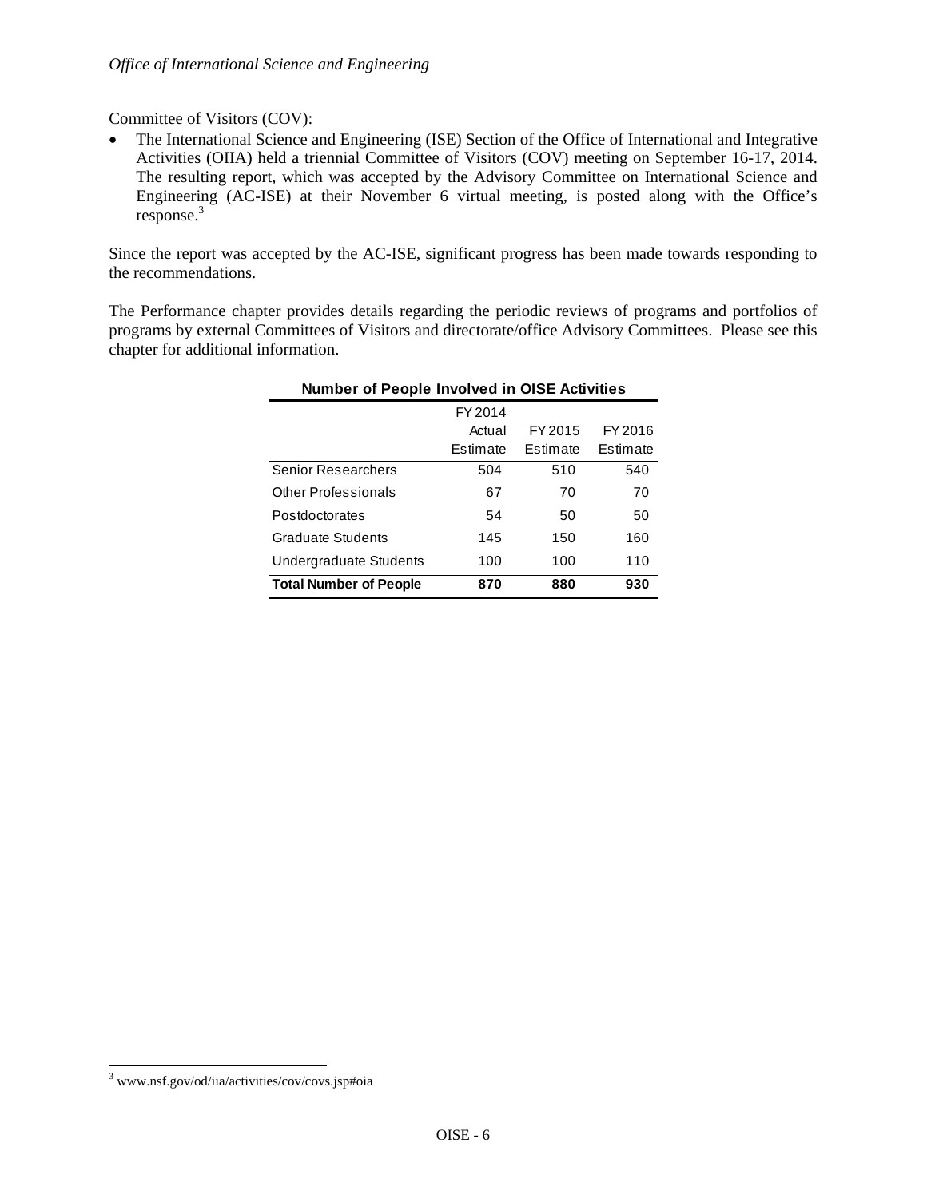Committee of Visitors (COV):

- The International Science and Engineering (ISE) Section of the Office of International and Integrative Activities (OIIA) held a triennial Committee of Visitors (COV) meeting on September 16-17, 2014. The resulting report, which was accepted by the Advisory Committee on International Science and Engineering (AC-ISE) at their November 6 virtual meeting, is posted along with the Office's response.[3]

Since the report was accepted by the AC-ISE, significant progress has been made towards responding to the recommendations.

The Performance chapter provides details regarding the periodic reviews of programs and portfolios of programs by external Committees of Visitors and directorate/office Advisory Committees. Please see this chapter for additional information.

**Number of People Involved in OISE Activities**

| | FY 2014 Actual Estimate | FY 2015 Estimate | FY 2016 Estimate |
|---|---|---|---|
| Senior Researchers | 504 | 510 | 540 |
| Other Professionals | 67 | 70 | 70 |
| Postdoctorates | 54 | 50 | 50 |
| Graduate Students | 145 | 150 | 160 |
| Undergraduate Students | 100 | 100 | 110 |
| **Total Number of People** | **870** | **880** | **930** |

[3] www.nsf.gov/od/iia/activities/cov/covs.jsp#oia